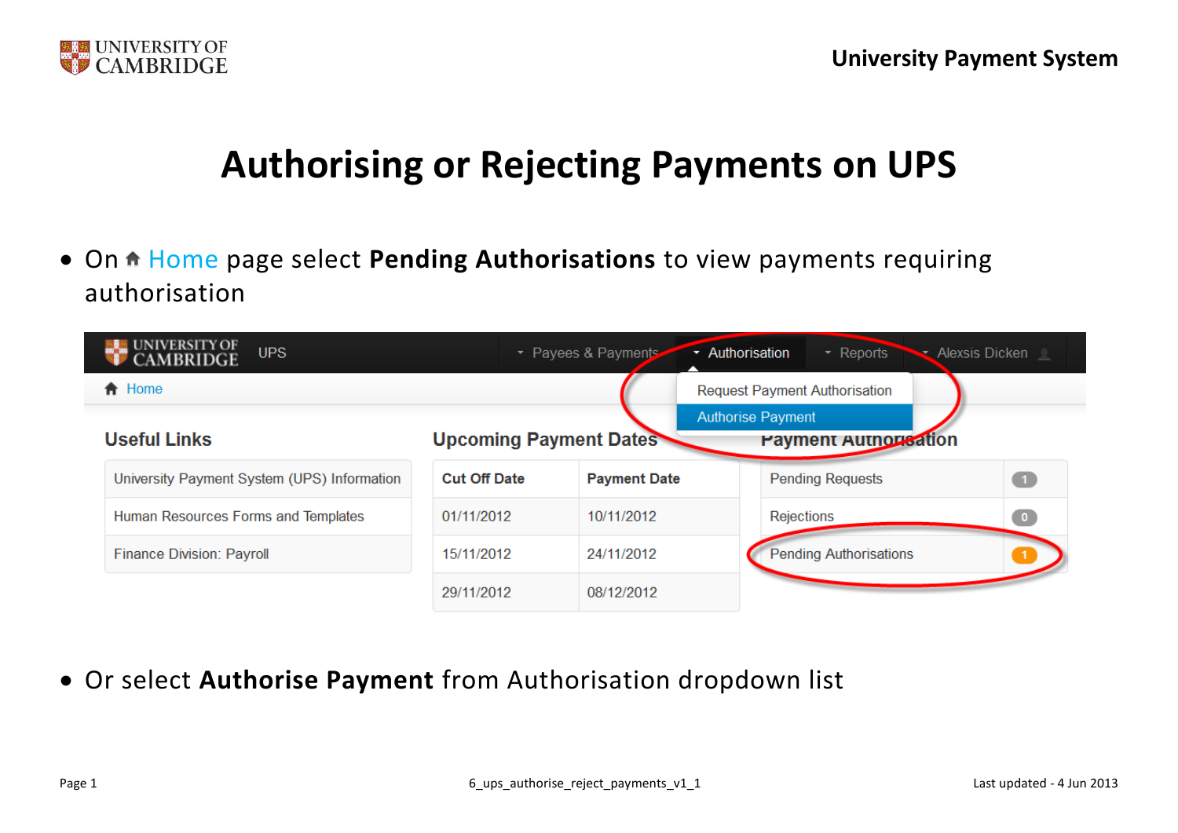# Authorising or Rejecting Payments on UPS

- On Home page select **Pending Authorisations** to view payments requiring authorisation

- Or select **Authorise Payment** from Authorisation dropdown list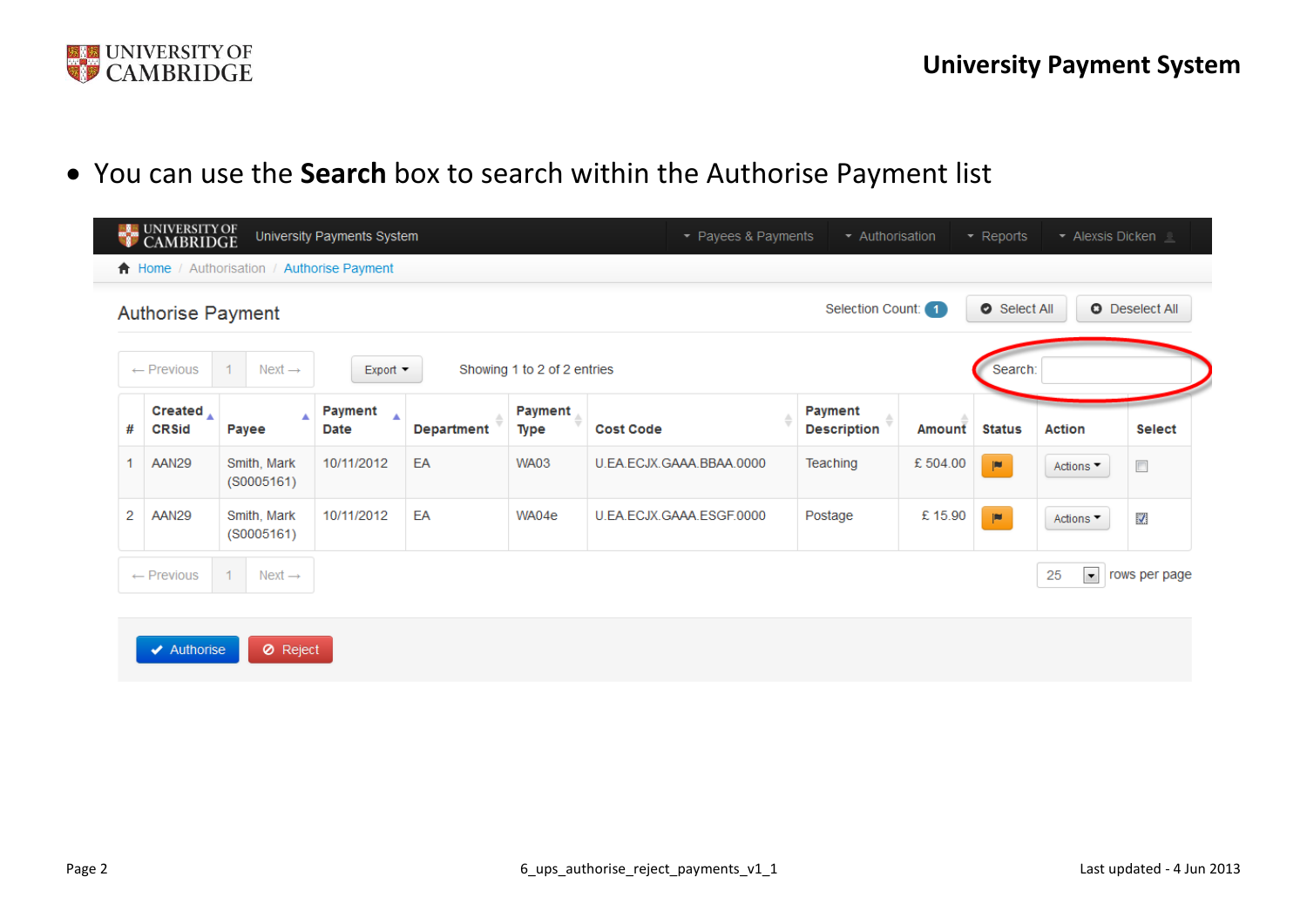- You can use the **Search** box to search within the Authorise Payment list

Authorise Payment

Selection Count: 1 | Select All | Deselect All

← Previous | 1 | Next → | Export | Showing 1 to 2 of 2 entries | Search:

| # | Created CRSid | Payee | Payment Date | Department | Payment Type | Cost Code | Payment Description | Amount | Status | Action | Select |
|---|---|---|---|---|---|---|---|---|---|---|---|
| 1 | AAN29 | Smith, Mark (S0005161) | 10/11/2012 | EA | WA03 | U.EA.ECJX.GAAA.BBAA.0000 | Teaching | £ 504.00 | | Actions | |
| 2 | AAN29 | Smith, Mark (S0005161) | 10/11/2012 | EA | WA04e | U.EA.ECJX.GAAA.ESGF.0000 | Postage | £ 15.90 | | Actions | ☑ |

← Previous | 1 | Next → | 25 rows per page

Authorise | Reject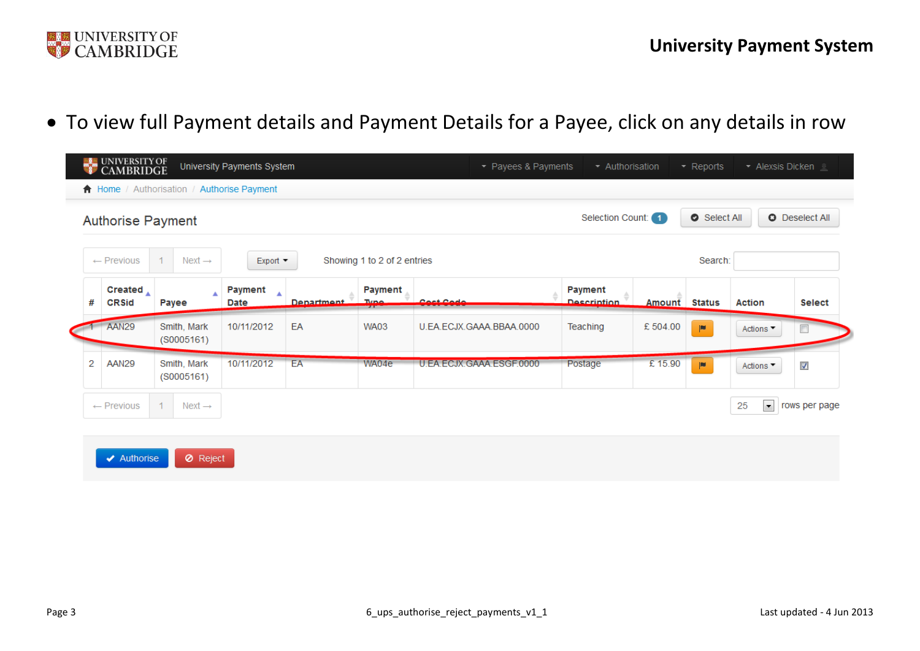- To view full Payment details and Payment Details for a Payee, click on any details in row

Authorise Payment

Selection Count: 1 | Select All | Deselect All

← Previous | 1 | Next → | Export | Showing 1 to 2 of 2 entries | Search:

| # | Created CRSid | Payee | Payment Date | Department | Payment Type | Cost Code | Payment Description | Amount | Status | Action | Select |
|---|---|---|---|---|---|---|---|---|---|---|---|
| 1 | AAN29 | Smith, Mark (S0005161) | 10/11/2012 | EA | WA03 | U.EA.ECJX.GAAA.BBAA.0000 | Teaching | £ 504.00 | | Actions | ☐ |
| 2 | AAN29 | Smith, Mark (S0005161) | 10/11/2012 | EA | WA04e | U.EA.ECJX.GAAA.ESGF.0000 | Postage | £ 15.90 | | Actions | ☑ |

← Previous | 1 | Next → | 25 rows per page

Authorise | Reject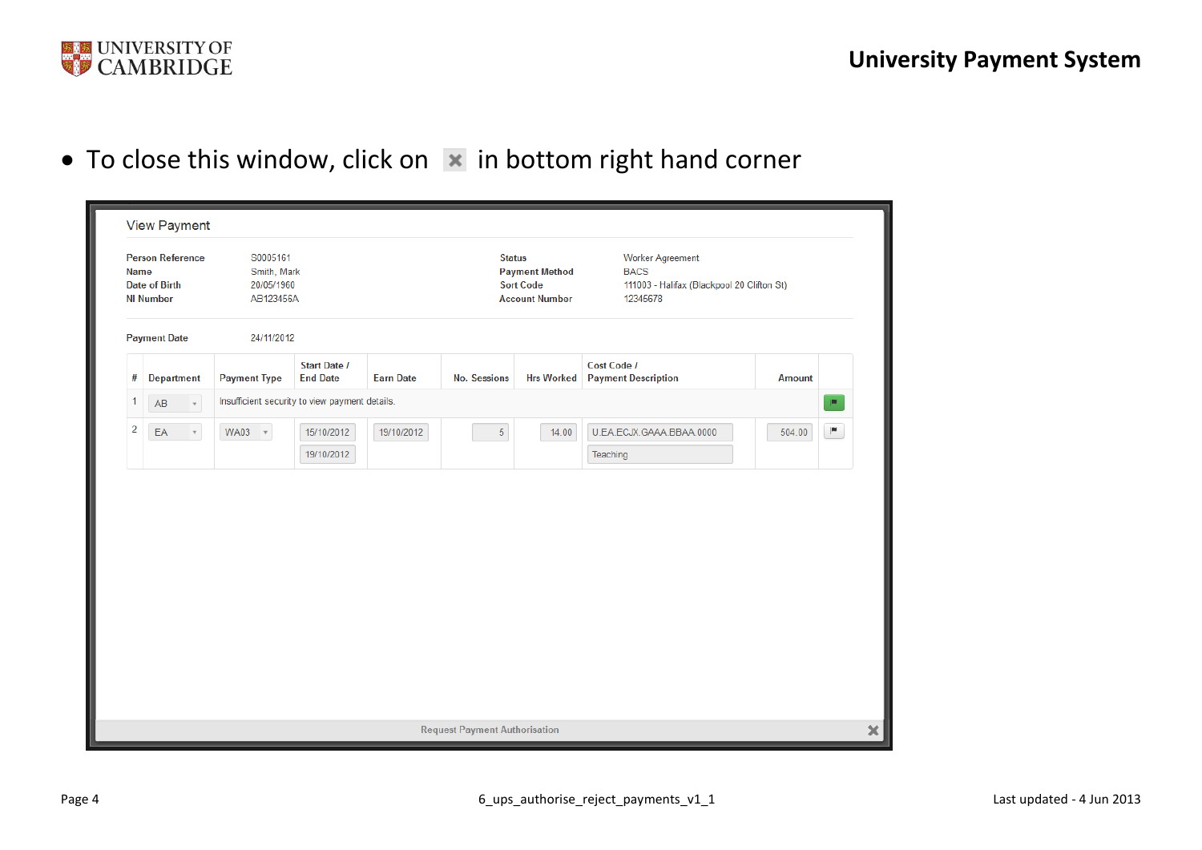- To close this window, click on ✖ in bottom right hand corner

View Payment

| | | | |
|---|---|---|---|
| **Person Reference** | S0005161 | **Status** | Worker Agreement |
| **Name** | Smith, Mark | **Payment Method** | BACS |
| **Date of Birth** | 20/05/1960 | **Sort Code** | 111003 - Halifax (Blackpool 20 Clifton St) |
| **NI Number** | AB123456A | **Account Number** | 12345678 |

**Payment Date** 24/11/2012

| # | Department | Payment Type | Start Date / End Date | Earn Date | No. Sessions | Hrs Worked | Cost Code / Payment Description | Amount |
|---|---|---|---|---|---|---|---|---|
| 1 | AB | Insufficient security to view payment details. | | | | | | |
| 2 | EA | WA03 | 15/10/2012 / 19/10/2012 | 19/10/2012 | 5 | 14.00 | U.EA.ECJX.GAAA.BBAA.0000 / Teaching | 504.00 |

Request Payment Authorisation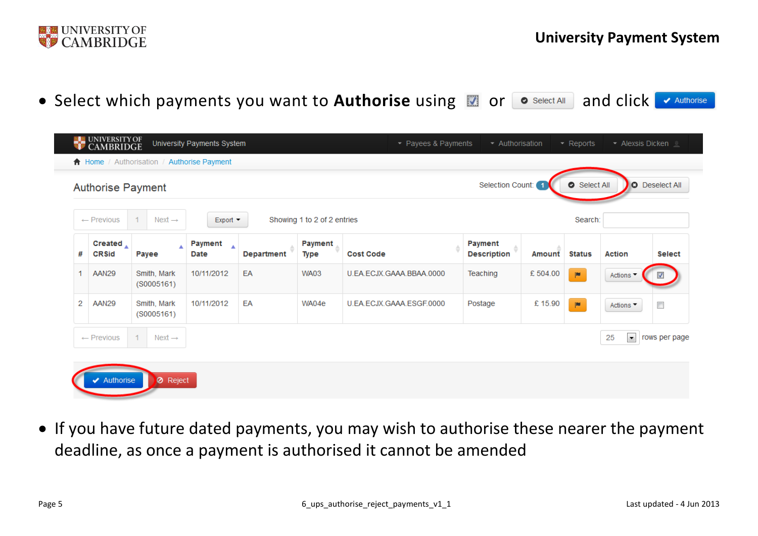- Select which payments you want to **Authorise** using ☑ or Select All and click Authorise

University Payments System — Payees & Payments | Authorisation | Reports | Alexsis Dicken

Home / Authorisation / Authorise Payment

**Authorise Payment**

Selection Count: 1 | Select All | Deselect All

← Previous | 1 | Next → | Export | Showing 1 to 2 of 2 entries | Search:

| # | Created CRSid | Payee | Payment Date | Department | Payment Type | Cost Code | Payment Description | Amount | Status | Action | Select |
|---|---|---|---|---|---|---|---|---|---|---|---|
| 1 | AAN29 | Smith, Mark (S0005161) | 10/11/2012 | EA | WA03 | U.EA.ECJX.GAAA.BBAA.0000 | Teaching | £ 504.00 | | Actions | ☑ |
| 2 | AAN29 | Smith, Mark (S0005161) | 10/11/2012 | EA | WA04e | U.EA.ECJX.GAAA.ESGF.0000 | Postage | £ 15.90 | | Actions | ☐ |

← Previous | 1 | Next → | 25 rows per page

Authorise | Reject

- If you have future dated payments, you may wish to authorise these nearer the payment deadline, as once a payment is authorised it cannot be amended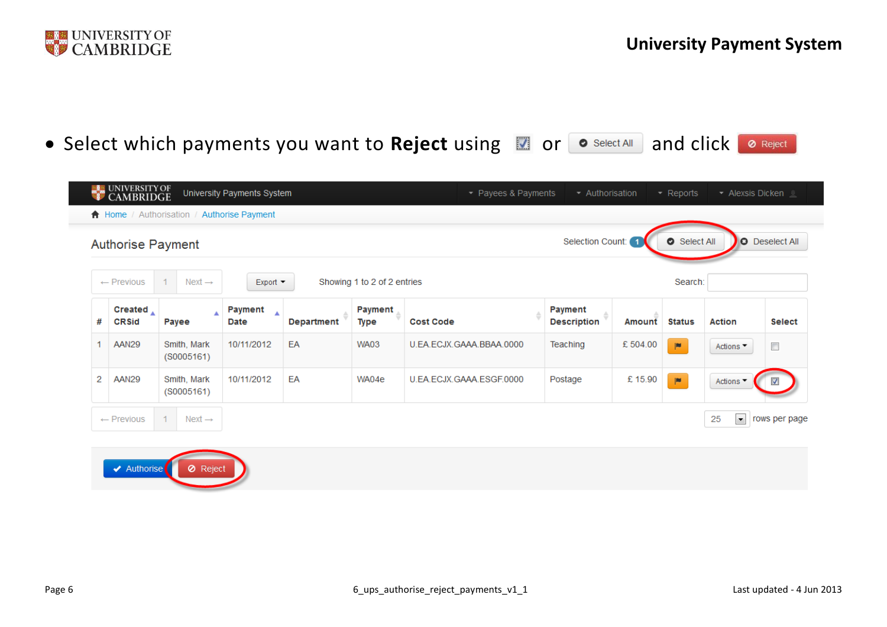- Select which payments you want to **Reject** using ☑ or Select All and click Reject

Authorise Payment

Selection Count: 1 | Select All | Deselect All

← Previous | 1 | Next → | Export | Showing 1 to 2 of 2 entries | Search:

| # | Created CRSid | Payee | Payment Date | Department | Payment Type | Cost Code | Payment Description | Amount | Status | Action | Select |
|---|---|---|---|---|---|---|---|---|---|---|---|
| 1 | AAN29 | Smith, Mark (S0005161) | 10/11/2012 | EA | WA03 | U.EA.ECJX.GAAA.BBAA.0000 | Teaching | £ 504.00 | | Actions | ☐ |
| 2 | AAN29 | Smith, Mark (S0005161) | 10/11/2012 | EA | WA04e | U.EA.ECJX.GAAA.ESGF.0000 | Postage | £ 15.90 | | Actions | ☑ |

← Previous | 1 | Next → | 25 rows per page

Authorise | Reject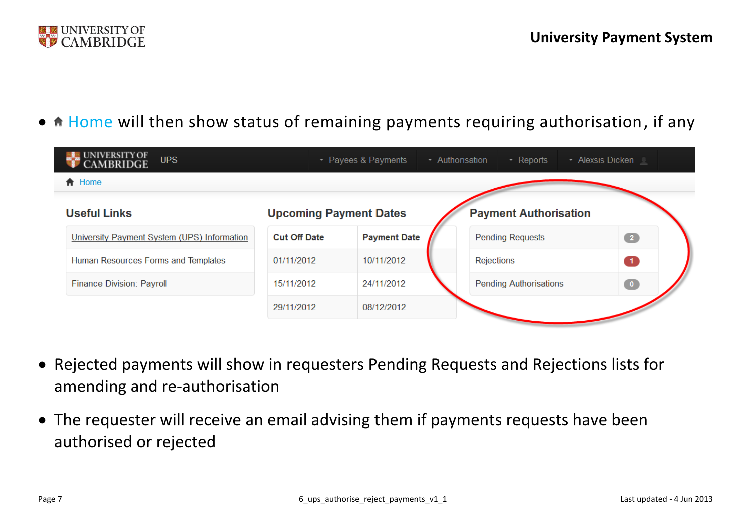- Home will then show status of remaining payments requiring authorisation, if any

UNIVERSITY OF CAMBRIDGE UPS | Payees & Payments | Authorisation | Reports | Alexsis Dicken

Home

**Useful Links**

| University Payment System (UPS) Information |
|---|
| Human Resources Forms and Templates |
| Finance Division: Payroll |

**Upcoming Payment Dates**

| Cut Off Date | Payment Date |
|---|---|
| 01/11/2012 | 10/11/2012 |
| 15/11/2012 | 24/11/2012 |
| 29/11/2012 | 08/12/2012 |

**Payment Authorisation**

| Pending Requests | 2 |
|---|---|
| Rejections | 1 |
| Pending Authorisations | 0 |

- Rejected payments will show in requesters Pending Requests and Rejections lists for amending and re-authorisation
- The requester will receive an email advising them if payments requests have been authorised or rejected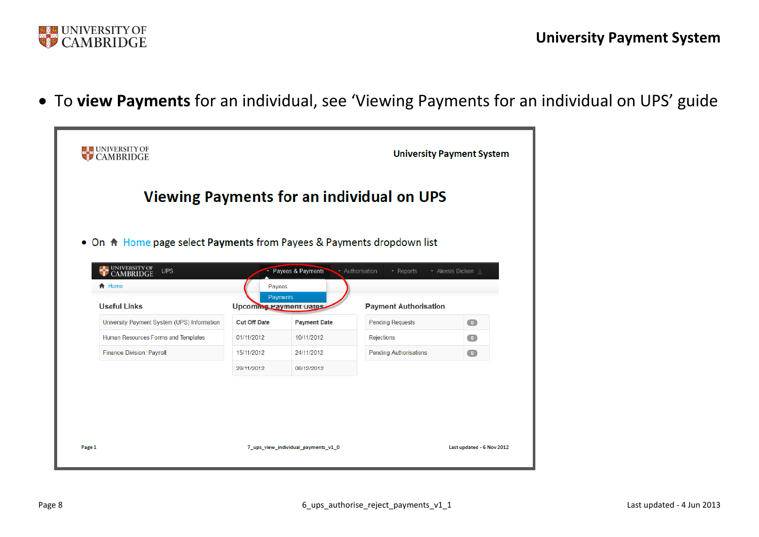- To **view Payments** for an individual, see 'Viewing Payments for an individual on UPS' guide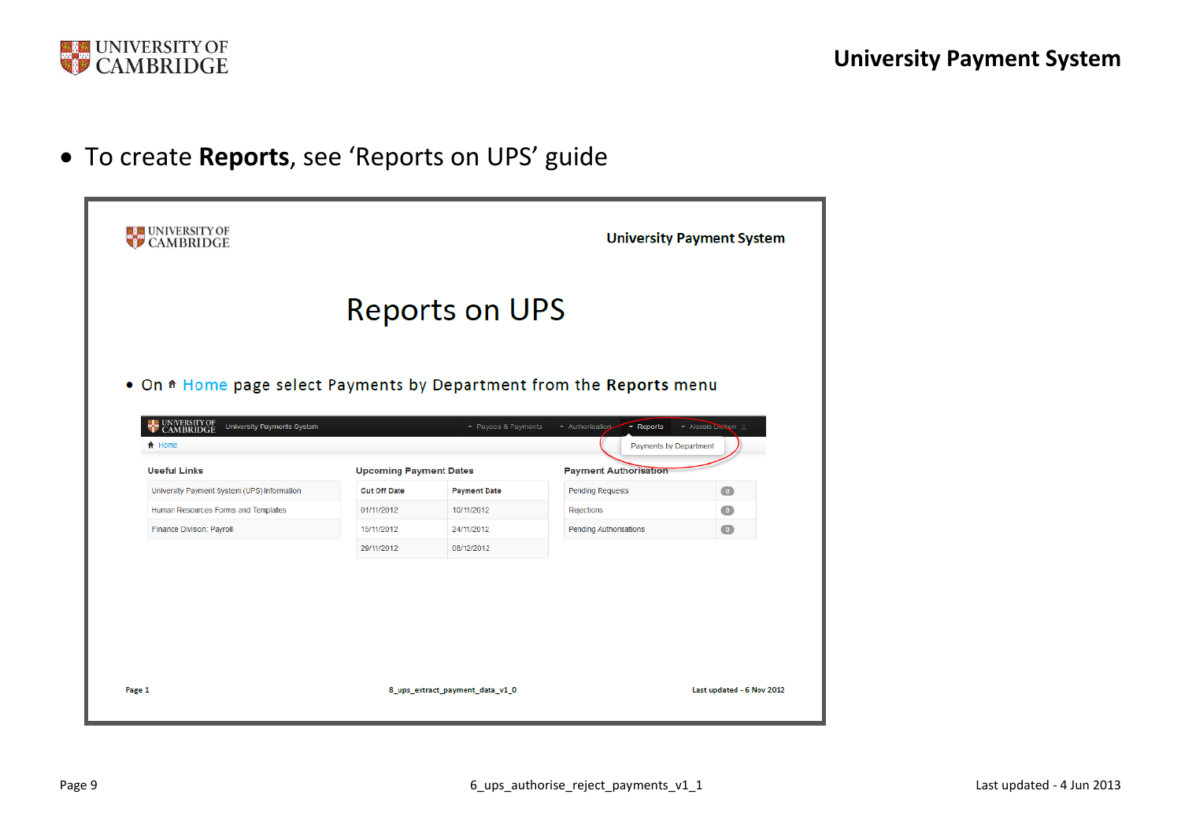- To create **Reports**, see 'Reports on UPS' guide

# Reports on UPS

- On Home page select Payments by Department from the **Reports** menu

Page 1 8_ups_extract_payment_data_v1_0 Last updated - 6 Nov 2012